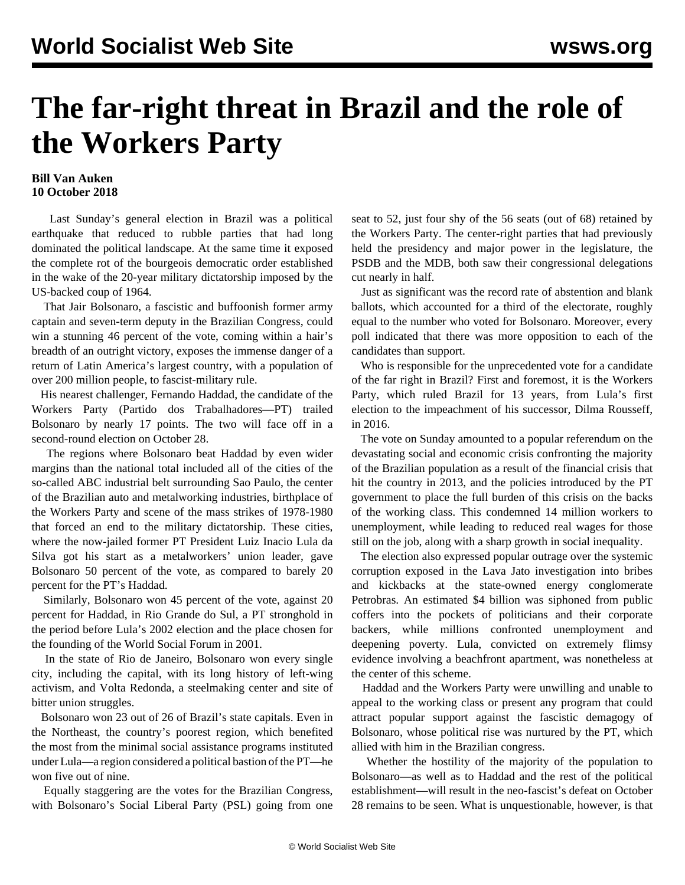# The far-right threat in Brazil and the role of the Workers Party

**Bill Van Auken**
**10 October 2018**

Last Sunday's general election in Brazil was a political earthquake that reduced to rubble parties that had long dominated the political landscape. At the same time it exposed the complete rot of the bourgeois democratic order established in the wake of the 20-year military dictatorship imposed by the US-backed coup of 1964.

That Jair Bolsonaro, a fascistic and buffoonish former army captain and seven-term deputy in the Brazilian Congress, could win a stunning 46 percent of the vote, coming within a hair's breadth of an outright victory, exposes the immense danger of a return of Latin America's largest country, with a population of over 200 million people, to fascist-military rule.

His nearest challenger, Fernando Haddad, the candidate of the Workers Party (Partido dos Trabalhadores—PT) trailed Bolsonaro by nearly 17 points. The two will face off in a second-round election on October 28.

The regions where Bolsonaro beat Haddad by even wider margins than the national total included all of the cities of the so-called ABC industrial belt surrounding Sao Paulo, the center of the Brazilian auto and metalworking industries, birthplace of the Workers Party and scene of the mass strikes of 1978-1980 that forced an end to the military dictatorship. These cities, where the now-jailed former PT President Luiz Inacio Lula da Silva got his start as a metalworkers' union leader, gave Bolsonaro 50 percent of the vote, as compared to barely 20 percent for the PT's Haddad.

Similarly, Bolsonaro won 45 percent of the vote, against 20 percent for Haddad, in Rio Grande do Sul, a PT stronghold in the period before Lula's 2002 election and the place chosen for the founding of the World Social Forum in 2001.

In the state of Rio de Janeiro, Bolsonaro won every single city, including the capital, with its long history of left-wing activism, and Volta Redonda, a steelmaking center and site of bitter union struggles.

Bolsonaro won 23 out of 26 of Brazil's state capitals. Even in the Northeast, the country's poorest region, which benefited the most from the minimal social assistance programs instituted under Lula—a region considered a political bastion of the PT—he won five out of nine.

Equally staggering are the votes for the Brazilian Congress, with Bolsonaro's Social Liberal Party (PSL) going from one seat to 52, just four shy of the 56 seats (out of 68) retained by the Workers Party. The center-right parties that had previously held the presidency and major power in the legislature, the PSDB and the MDB, both saw their congressional delegations cut nearly in half.

Just as significant was the record rate of abstention and blank ballots, which accounted for a third of the electorate, roughly equal to the number who voted for Bolsonaro. Moreover, every poll indicated that there was more opposition to each of the candidates than support.

Who is responsible for the unprecedented vote for a candidate of the far right in Brazil? First and foremost, it is the Workers Party, which ruled Brazil for 13 years, from Lula's first election to the impeachment of his successor, Dilma Rousseff, in 2016.

The vote on Sunday amounted to a popular referendum on the devastating social and economic crisis confronting the majority of the Brazilian population as a result of the financial crisis that hit the country in 2013, and the policies introduced by the PT government to place the full burden of this crisis on the backs of the working class. This condemned 14 million workers to unemployment, while leading to reduced real wages for those still on the job, along with a sharp growth in social inequality.

The election also expressed popular outrage over the systemic corruption exposed in the Lava Jato investigation into bribes and kickbacks at the state-owned energy conglomerate Petrobras. An estimated $4 billion was siphoned from public coffers into the pockets of politicians and their corporate backers, while millions confronted unemployment and deepening poverty. Lula, convicted on extremely flimsy evidence involving a beachfront apartment, was nonetheless at the center of this scheme.

Haddad and the Workers Party were unwilling and unable to appeal to the working class or present any program that could attract popular support against the fascistic demagogy of Bolsonaro, whose political rise was nurtured by the PT, which allied with him in the Brazilian congress.

Whether the hostility of the majority of the population to Bolsonaro—as well as to Haddad and the rest of the political establishment—will result in the neo-fascist's defeat on October 28 remains to be seen. What is unquestionable, however, is that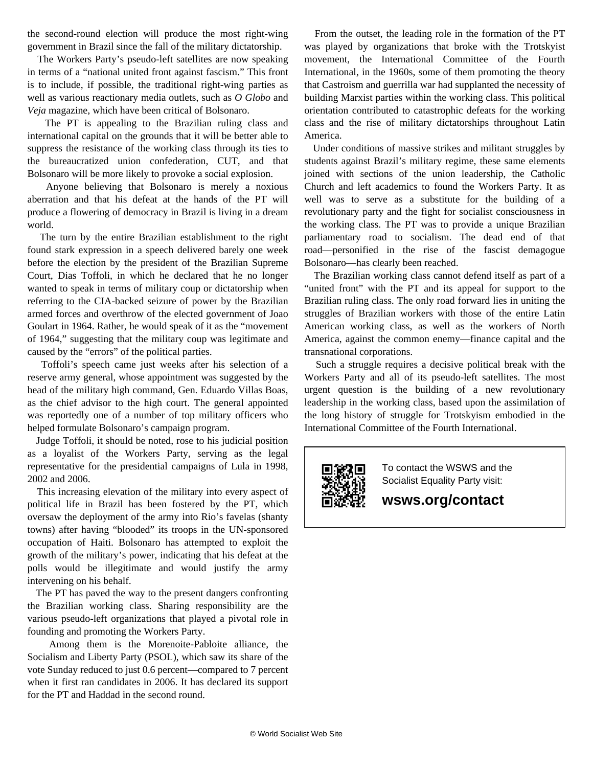the second-round election will produce the most right-wing government in Brazil since the fall of the military dictatorship.

The Workers Party's pseudo-left satellites are now speaking in terms of a "national united front against fascism." This front is to include, if possible, the traditional right-wing parties as well as various reactionary media outlets, such as *O Globo* and *Veja* magazine, which have been critical of Bolsonaro.

The PT is appealing to the Brazilian ruling class and international capital on the grounds that it will be better able to suppress the resistance of the working class through its ties to the bureaucratized union confederation, CUT, and that Bolsonaro will be more likely to provoke a social explosion.

Anyone believing that Bolsonaro is merely a noxious aberration and that his defeat at the hands of the PT will produce a flowering of democracy in Brazil is living in a dream world.

The turn by the entire Brazilian establishment to the right found stark expression in a speech delivered barely one week before the election by the president of the Brazilian Supreme Court, Dias Toffoli, in which he declared that he no longer wanted to speak in terms of military coup or dictatorship when referring to the CIA-backed seizure of power by the Brazilian armed forces and overthrow of the elected government of Joao Goulart in 1964. Rather, he would speak of it as the "movement of 1964," suggesting that the military coup was legitimate and caused by the "errors" of the political parties.

Toffoli's speech came just weeks after his selection of a reserve army general, whose appointment was suggested by the head of the military high command, Gen. Eduardo Villas Boas, as the chief advisor to the high court. The general appointed was reportedly one of a number of top military officers who helped formulate Bolsonaro's campaign program.

Judge Toffoli, it should be noted, rose to his judicial position as a loyalist of the Workers Party, serving as the legal representative for the presidential campaigns of Lula in 1998, 2002 and 2006.

This increasing elevation of the military into every aspect of political life in Brazil has been fostered by the PT, which oversaw the deployment of the army into Rio's favelas (shanty towns) after having "blooded" its troops in the UN-sponsored occupation of Haiti. Bolsonaro has attempted to exploit the growth of the military's power, indicating that his defeat at the polls would be illegitimate and would justify the army intervening on his behalf.

The PT has paved the way to the present dangers confronting the Brazilian working class. Sharing responsibility are the various pseudo-left organizations that played a pivotal role in founding and promoting the Workers Party.

Among them is the Morenoite-Pabloite alliance, the Socialism and Liberty Party (PSOL), which saw its share of the vote Sunday reduced to just 0.6 percent—compared to 7 percent when it first ran candidates in 2006. It has declared its support for the PT and Haddad in the second round.

From the outset, the leading role in the formation of the PT was played by organizations that broke with the Trotskyist movement, the International Committee of the Fourth International, in the 1960s, some of them promoting the theory that Castroism and guerrilla war had supplanted the necessity of building Marxist parties within the working class. This political orientation contributed to catastrophic defeats for the working class and the rise of military dictatorships throughout Latin America.

Under conditions of massive strikes and militant struggles by students against Brazil's military regime, these same elements joined with sections of the union leadership, the Catholic Church and left academics to found the Workers Party. It as well was to serve as a substitute for the building of a revolutionary party and the fight for socialist consciousness in the working class. The PT was to provide a unique Brazilian parliamentary road to socialism. The dead end of that road—personified in the rise of the fascist demagogue Bolsonaro—has clearly been reached.

The Brazilian working class cannot defend itself as part of a "united front" with the PT and its appeal for support to the Brazilian ruling class. The only road forward lies in uniting the struggles of Brazilian workers with those of the entire Latin American working class, as well as the workers of North America, against the common enemy—finance capital and the transnational corporations.

Such a struggle requires a decisive political break with the Workers Party and all of its pseudo-left satellites. The most urgent question is the building of a new revolutionary leadership in the working class, based upon the assimilation of the long history of struggle for Trotskyism embodied in the International Committee of the Fourth International.

To contact the WSWS and the Socialist Equality Party visit:

**wsws.org/contact**